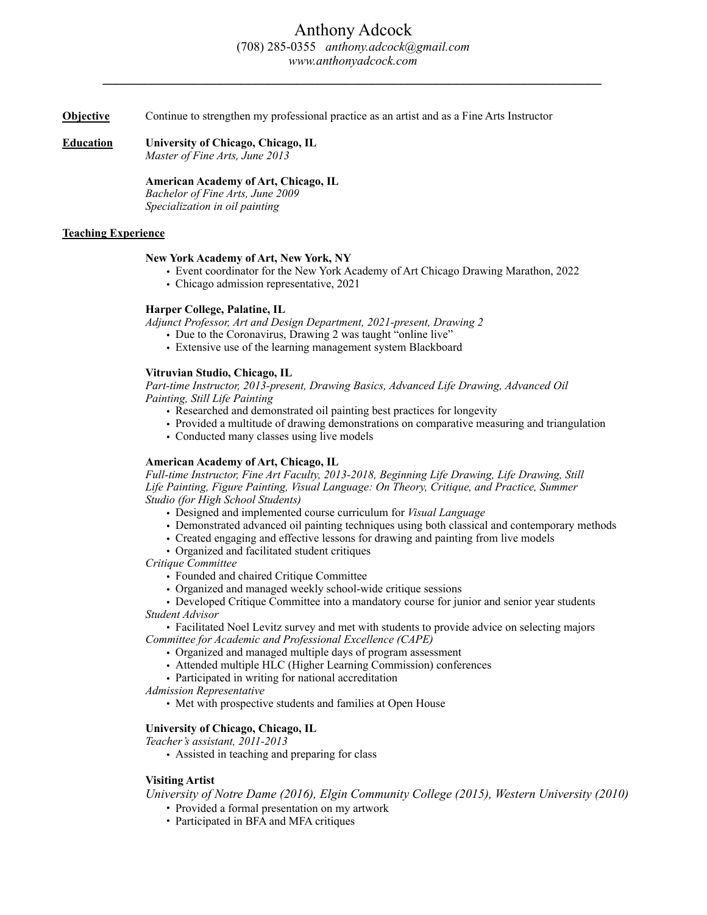# Anthony Adcock

(708) 285-0355 *anthony.adcock@gmail.com*
*www.anthonyadcock.com*

---

**Objective** Continue to strengthen my professional practice as an artist and as a Fine Arts Instructor

## Education

**University of Chicago, Chicago, IL**
*Master of Fine Arts, June 2013*

**American Academy of Art, Chicago, IL**
*Bachelor of Fine Arts, June 2009*
*Specialization in oil painting*

## Teaching Experience

**New York Academy of Art, New York, NY**

- Event coordinator for the New York Academy of Art Chicago Drawing Marathon, 2022
- Chicago admission representative, 2021

**Harper College, Palatine, IL**
*Adjunct Professor, Art and Design Department, 2021-present, Drawing 2*

- Due to the Coronavirus, Drawing 2 was taught "online live"
- Extensive use of the learning management system Blackboard

**Vitruvian Studio, Chicago, IL**
*Part-time Instructor, 2013-present, Drawing Basics, Advanced Life Drawing, Advanced Oil Painting, Still Life Painting*

- Researched and demonstrated oil painting best practices for longevity
- Provided a multitude of drawing demonstrations on comparative measuring and triangulation
- Conducted many classes using live models

**American Academy of Art, Chicago, IL**
*Full-time Instructor, Fine Art Faculty, 2013-2018, Beginning Life Drawing, Life Drawing, Still Life Painting, Figure Painting, Visual Language: On Theory, Critique, and Practice, Summer Studio (for High School Students)*

- Designed and implemented course curriculum for *Visual Language*
- Demonstrated advanced oil painting techniques using both classical and contemporary methods
- Created engaging and effective lessons for drawing and painting from live models
- Organized and facilitated student critiques

*Critique Committee*

- Founded and chaired Critique Committee
- Organized and managed weekly school-wide critique sessions
- Developed Critique Committee into a mandatory course for junior and senior year students

*Student Advisor*

- Facilitated Noel Levitz survey and met with students to provide advice on selecting majors

*Committee for Academic and Professional Excellence (CAPE)*

- Organized and managed multiple days of program assessment
- Attended multiple HLC (Higher Learning Commission) conferences
- Participated in writing for national accreditation

*Admission Representative*

- Met with prospective students and families at Open House

**University of Chicago, Chicago, IL**
*Teacher's assistant, 2011-2013*

- Assisted in teaching and preparing for class

**Visiting Artist**
*University of Notre Dame (2016), Elgin Community College (2015), Western University (2010)*

- Provided a formal presentation on my artwork
- Participated in BFA and MFA critiques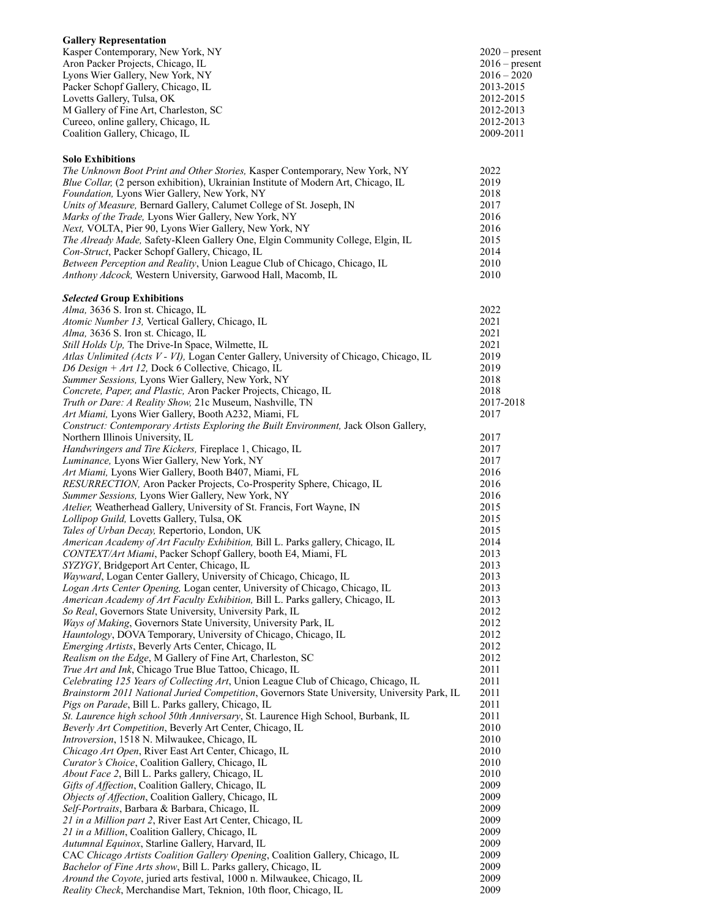**Gallery Representation**

| | |
|---|---|
| Kasper Contemporary, New York, NY | 2020 – present |
| Aron Packer Projects, Chicago, IL | 2016 – present |
| Lyons Wier Gallery, New York, NY | 2016 – 2020 |
| Packer Schopf Gallery, Chicago, IL | 2013-2015 |
| Lovetts Gallery, Tulsa, OK | 2012-2015 |
| M Gallery of Fine Art, Charleston, SC | 2012-2013 |
| Cureeo, online gallery, Chicago, IL | 2012-2013 |
| Coalition Gallery, Chicago, IL | 2009-2011 |

**Solo Exhibitions**

| | |
|---|---|
| *The Unknown Boot Print and Other Stories,* Kasper Contemporary, New York, NY | 2022 |
| *Blue Collar,* (2 person exhibition), Ukrainian Institute of Modern Art, Chicago, IL | 2019 |
| *Foundation,* Lyons Wier Gallery, New York, NY | 2018 |
| *Units of Measure,* Bernard Gallery, Calumet College of St. Joseph, IN | 2017 |
| *Marks of the Trade,* Lyons Wier Gallery, New York, NY | 2016 |
| *Next,* VOLTA, Pier 90, Lyons Wier Gallery, New York, NY | 2016 |
| *The Already Made,* Safety-Kleen Gallery One, Elgin Community College, Elgin, IL | 2015 |
| *Con-Struct*, Packer Schopf Gallery, Chicago, IL | 2014 |
| *Between Perception and Reality*, Union League Club of Chicago, Chicago, IL | 2010 |
| *Anthony Adcock,* Western University, Garwood Hall, Macomb, IL | 2010 |

***Selected* Group Exhibitions**

| | |
|---|---|
| *Alma,* 3636 S. Iron st. Chicago, IL | 2022 |
| *Atomic Number 13,* Vertical Gallery, Chicago, IL | 2021 |
| *Alma,* 3636 S. Iron st. Chicago, IL | 2021 |
| *Still Holds Up,* The Drive-In Space, Wilmette, IL | 2021 |
| *Atlas Unlimited (Acts V - VI),* Logan Center Gallery, University of Chicago, Chicago, IL | 2019 |
| *D6 Design + Art 12,* Dock 6 Collective*,* Chicago, IL | 2019 |
| *Summer Sessions,* Lyons Wier Gallery, New York, NY | 2018 |
| *Concrete, Paper, and Plastic,* Aron Packer Projects, Chicago, IL | 2018 |
| *Truth or Dare: A Reality Show,* 21c Museum, Nashville, TN | 2017-2018 |
| *Art Miami,* Lyons Wier Gallery, Booth A232, Miami, FL | 2017 |
| *Construct: Contemporary Artists Exploring the Built Environment,* Jack Olson Gallery, Northern Illinois University, IL | 2017 |
| *Handwringers and Tire Kickers,* Fireplace 1, Chicago, IL | 2017 |
| *Luminance,* Lyons Wier Gallery, New York, NY | 2017 |
| *Art Miami,* Lyons Wier Gallery, Booth B407, Miami, FL | 2016 |
| *RESURRECTION,* Aron Packer Projects, Co-Prosperity Sphere, Chicago, IL | 2016 |
| *Summer Sessions,* Lyons Wier Gallery, New York, NY | 2016 |
| *Atelier,* Weatherhead Gallery, University of St. Francis, Fort Wayne, IN | 2015 |
| *Lollipop Guild,* Lovetts Gallery, Tulsa, OK | 2015 |
| *Tales of Urban Decay,* Repertorio, London, UK | 2015 |
| *American Academy of Art Faculty Exhibition,* Bill L. Parks gallery, Chicago, IL | 2014 |
| *CONTEXT/Art Miami*, Packer Schopf Gallery, booth E4, Miami, FL | 2013 |
| *SYZYGY*, Bridgeport Art Center, Chicago, IL | 2013 |
| *Wayward*, Logan Center Gallery, University of Chicago, Chicago, IL | 2013 |
| *Logan Arts Center Opening,* Logan center, University of Chicago, Chicago, IL | 2013 |
| *American Academy of Art Faculty Exhibition,* Bill L. Parks gallery, Chicago, IL | 2013 |
| *So Real*, Governors State University, University Park, IL | 2012 |
| *Ways of Making*, Governors State University, University Park, IL | 2012 |
| *Hauntology*, DOVA Temporary, University of Chicago, Chicago, IL | 2012 |
| *Emerging Artists*, Beverly Arts Center, Chicago, IL | 2012 |
| *Realism on the Edge*, M Gallery of Fine Art, Charleston, SC | 2012 |
| *True Art and Ink*, Chicago True Blue Tattoo, Chicago, IL | 2011 |
| *Celebrating 125 Years of Collecting Art*, Union League Club of Chicago, Chicago, IL | 2011 |
| *Brainstorm 2011 National Juried Competition*, Governors State University, University Park, IL | 2011 |
| *Pigs on Parade*, Bill L. Parks gallery, Chicago, IL | 2011 |
| *St. Laurence high school 50th Anniversary*, St. Laurence High School, Burbank, IL | 2011 |
| *Beverly Art Competition*, Beverly Art Center, Chicago, IL | 2010 |
| *Introversion*, 1518 N. Milwaukee, Chicago, IL | 2010 |
| *Chicago Art Open*, River East Art Center, Chicago, IL | 2010 |
| *Curator's Choice*, Coalition Gallery, Chicago, IL | 2010 |
| *About Face 2*, Bill L. Parks gallery, Chicago, IL | 2010 |
| *Gifts of Affection*, Coalition Gallery, Chicago, IL | 2009 |
| *Objects of Affection*, Coalition Gallery, Chicago, IL | 2009 |
| *Self-Portraits*, Barbara & Barbara, Chicago, IL | 2009 |
| *21 in a Million part 2*, River East Art Center, Chicago, IL | 2009 |
| *21 in a Million*, Coalition Gallery, Chicago, IL | 2009 |
| *Autumnal Equinox*, Starline Gallery, Harvard, IL | 2009 |
| CAC *Chicago Artists Coalition Gallery Opening*, Coalition Gallery, Chicago, IL | 2009 |
| *Bachelor of Fine Arts show*, Bill L. Parks gallery, Chicago, IL | 2009 |
| *Around the Coyote*, juried arts festival, 1000 n. Milwaukee, Chicago, IL | 2009 |
| *Reality Check*, Merchandise Mart, Teknion, 10th floor, Chicago, IL | 2009 |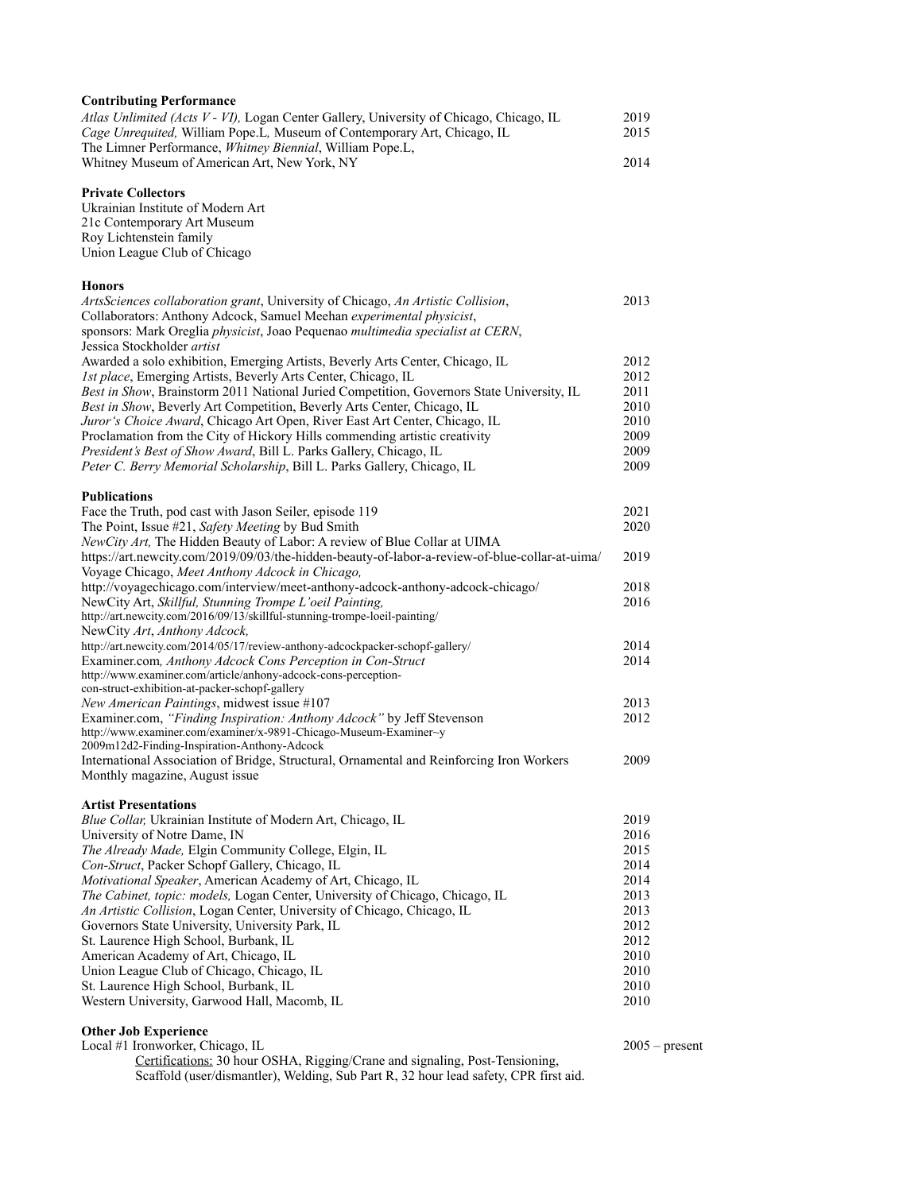**Contributing Performance**

*Atlas Unlimited (Acts V - VI),* Logan Center Gallery, University of Chicago, Chicago, IL 2019
*Cage Unrequited,* William Pope.L*,* Museum of Contemporary Art, Chicago, IL 2015
The Limner Performance, *Whitney Biennial*, William Pope.L,
Whitney Museum of American Art, New York, NY 2014

**Private Collectors**

Ukrainian Institute of Modern Art
21c Contemporary Art Museum
Roy Lichtenstein family
Union League Club of Chicago

**Honors**

*ArtsSciences collaboration grant*, University of Chicago, *An Artistic Collision*, 2013
Collaborators: Anthony Adcock, Samuel Meehan *experimental physicist*,
sponsors: Mark Oreglia *physicist*, Joao Pequenao *multimedia specialist at CERN*,
Jessica Stockholder *artist*
Awarded a solo exhibition, Emerging Artists, Beverly Arts Center, Chicago, IL 2012
*1st place*, Emerging Artists, Beverly Arts Center, Chicago, IL 2012
*Best in Show*, Brainstorm 2011 National Juried Competition, Governors State University, IL 2011
*Best in Show*, Beverly Art Competition, Beverly Arts Center, Chicago, IL 2010
*Juror's Choice Award*, Chicago Art Open, River East Art Center, Chicago, IL 2010
Proclamation from the City of Hickory Hills commending artistic creativity 2009
*President's Best of Show Award*, Bill L. Parks Gallery, Chicago, IL 2009
*Peter C. Berry Memorial Scholarship*, Bill L. Parks Gallery, Chicago, IL 2009

**Publications**

Face the Truth, pod cast with Jason Seiler, episode 119 2021
The Point, Issue #21, *Safety Meeting* by Bud Smith 2020
*NewCity Art,* The Hidden Beauty of Labor: A review of Blue Collar at UIMA
https://art.newcity.com/2019/09/03/the-hidden-beauty-of-labor-a-review-of-blue-collar-at-uima/ 2019
Voyage Chicago, *Meet Anthony Adcock in Chicago,*
http://voyagechicago.com/interview/meet-anthony-adcock-anthony-adcock-chicago/ 2018
NewCity Art, *Skillful, Stunning Trompe L'oeil Painting,* 2016
http://art.newcity.com/2016/09/13/skillful-stunning-trompe-loeil-painting/
NewCity *Art*, *Anthony Adcock,*
http://art.newcity.com/2014/05/17/review-anthony-adcockpacker-schopf-gallery/ 2014
Examiner.com*, Anthony Adcock Cons Perception in Con-Struct* 2014
http://www.examiner.com/article/anhony-adcock-cons-perception-con-struct-exhibition-at-packer-schopf-gallery
*New American Paintings*, midwest issue #107 2013
Examiner.com, *"Finding Inspiration: Anthony Adcock"* by Jeff Stevenson 2012
http://www.examiner.com/examiner/x-9891-Chicago-Museum-Examiner~y2009m12d2-Finding-Inspiration-Anthony-Adcock
International Association of Bridge, Structural, Ornamental and Reinforcing Iron Workers 2009
Monthly magazine, August issue

**Artist Presentations**

*Blue Collar,* Ukrainian Institute of Modern Art, Chicago, IL 2019
University of Notre Dame, IN 2016
*The Already Made,* Elgin Community College, Elgin, IL 2015
*Con-Struct*, Packer Schopf Gallery, Chicago, IL 2014
*Motivational Speaker*, American Academy of Art, Chicago, IL 2014
*The Cabinet, topic: models,* Logan Center, University of Chicago, Chicago, IL 2013
*An Artistic Collision*, Logan Center, University of Chicago, Chicago, IL 2013
Governors State University, University Park, IL 2012
St. Laurence High School, Burbank, IL 2012
American Academy of Art, Chicago, IL 2010
Union League Club of Chicago, Chicago, IL 2010
St. Laurence High School, Burbank, IL 2010
Western University, Garwood Hall, Macomb, IL 2010

**Other Job Experience**

Local #1 Ironworker, Chicago, IL 2005 – present
Certifications: 30 hour OSHA, Rigging/Crane and signaling, Post-Tensioning, Scaffold (user/dismantler), Welding, Sub Part R, 32 hour lead safety, CPR first aid.